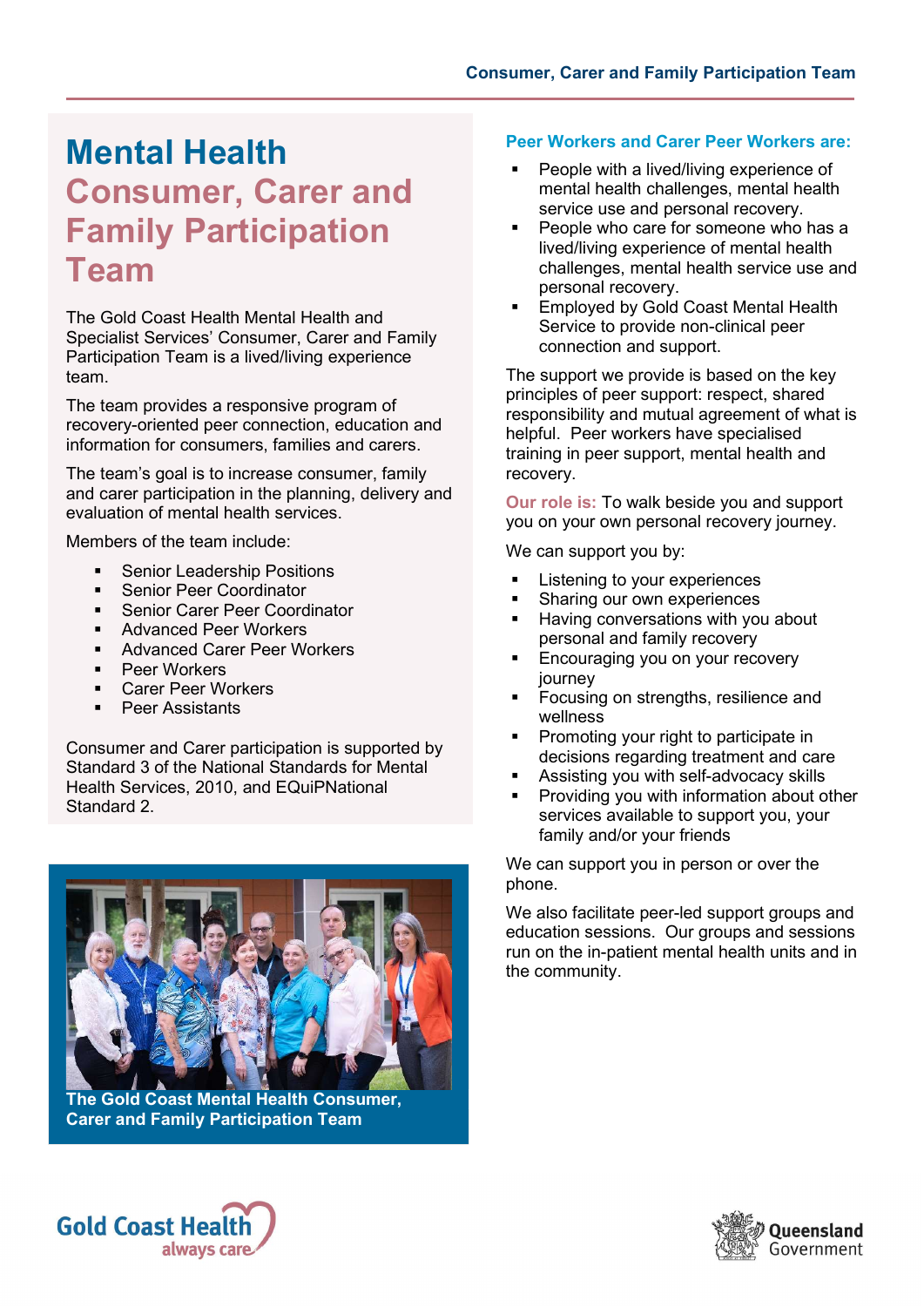# Mental Health Consumer, Carer and Family Participation Team

The Gold Coast Health Mental Health and Specialist Services' Consumer, Carer and Family Participation Team is a lived/living experience team.

The team provides a responsive program of recovery-oriented peer connection, education and information for consumers, families and carers.

The team's goal is to increase consumer, family and carer participation in the planning, delivery and evaluation of mental health services.

Members of the team include:

- Senior Leadership Positions
- Senior Peer Coordinator
- Senior Carer Peer Coordinator
- Advanced Peer Workers
- Advanced Carer Peer Workers
- Peer Workers
- Carer Peer Workers
- Peer Assistants

Consumer and Carer participation is supported by Standard 3 of the National Standards for Mental Health Services, 2010, and EQuiPNational Standard 2.

**The Gold Coast Mental Health Consumer, Carer and Family Participation Team**

## Peer Workers and Carer Peer Workers are:

- People with a lived/living experience of mental health challenges, mental health service use and personal recovery.
- People who care for someone who has a lived/living experience of mental health challenges, mental health service use and personal recovery.
- Employed by Gold Coast Mental Health Service to provide non-clinical peer connection and support.

The support we provide is based on the key principles of peer support: respect, shared responsibility and mutual agreement of what is helpful. Peer workers have specialised training in peer support, mental health and recovery.

**Our role is:** To walk beside you and support you on your own personal recovery journey.

We can support you by:

- Listening to your experiences
- Sharing our own experiences
- Having conversations with you about personal and family recovery
- Encouraging you on your recovery journey
- Focusing on strengths, resilience and wellness
- Promoting your right to participate in decisions regarding treatment and care
- Assisting you with self-advocacy skills
- Providing you with information about other services available to support you, your family and/or your friends

We can support you in person or over the phone.

We also facilitate peer-led support groups and education sessions. Our groups and sessions run on the in-patient mental health units and in the community.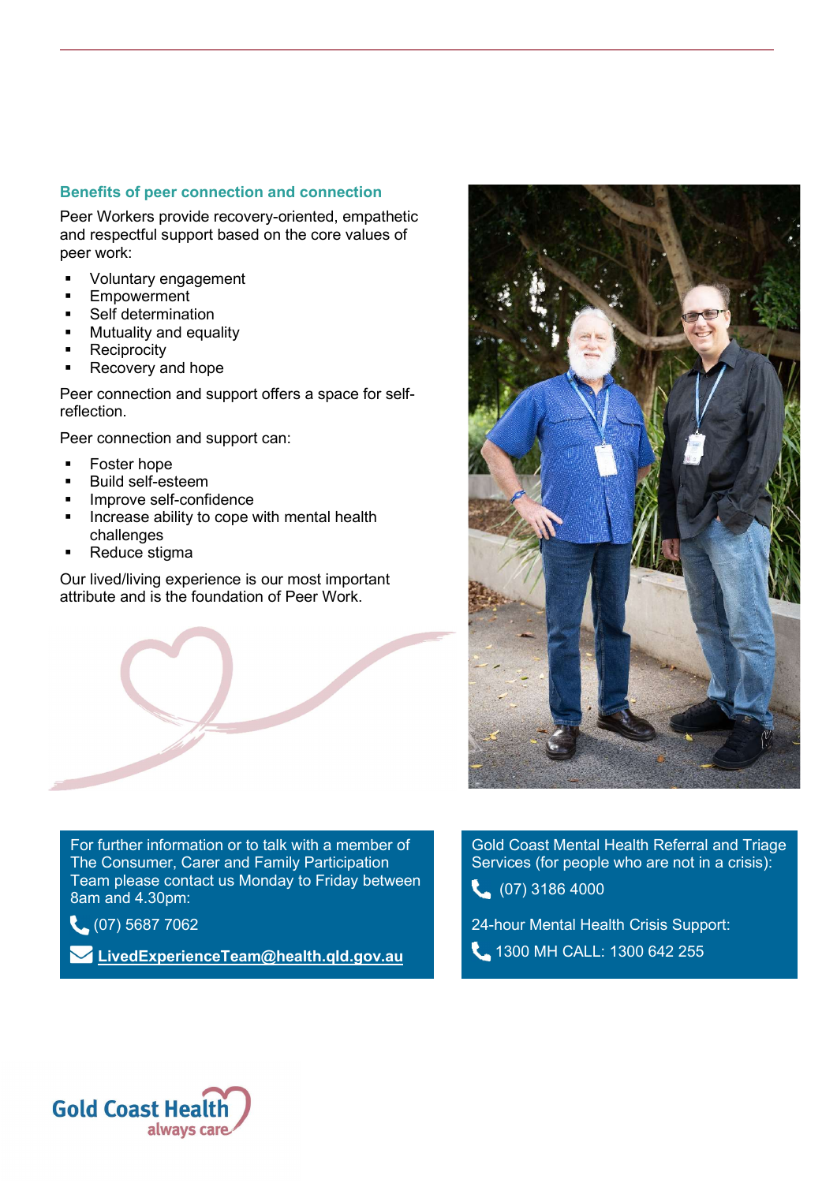## Benefits of peer connection and connection

Peer Workers provide recovery-oriented, empathetic and respectful support based on the core values of peer work:

- Voluntary engagement
- Empowerment
- Self determination
- Mutuality and equality
- Reciprocity
- Recovery and hope

Peer connection and support offers a space for self-reflection.

Peer connection and support can:

- Foster hope
- Build self-esteem
- Improve self-confidence
- Increase ability to cope with mental health challenges
- Reduce stigma

Our lived/living experience is our most important attribute and is the foundation of Peer Work.

For further information or to talk with a member of The Consumer, Carer and Family Participation Team please contact us Monday to Friday between 8am and 4.30pm:

(07) 5687 7062

**LivedExperienceTeam@health.qld.gov.au**

Gold Coast Mental Health Referral and Triage Services (for people who are not in a crisis):

(07) 3186 4000

24-hour Mental Health Crisis Support:

1300 MH CALL: 1300 642 255

Gold Coast Health
always care